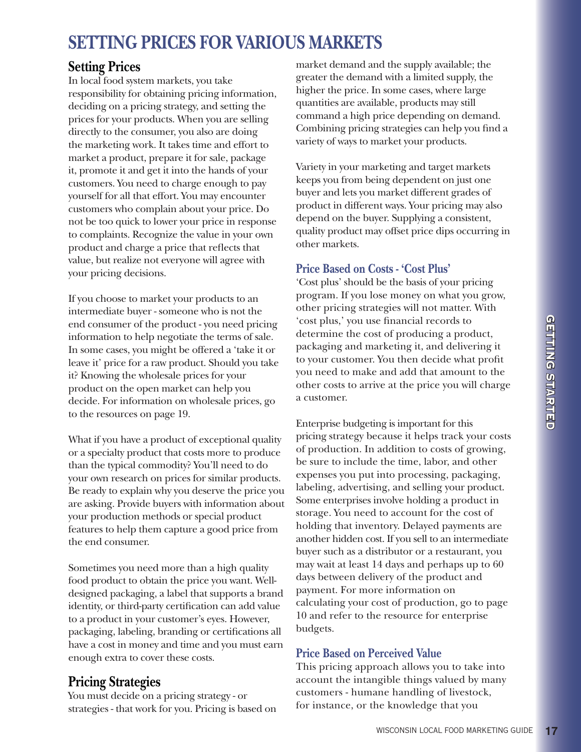# SETTING PRICES FOR VARIOUS MARKETS

## Setting Prices

In local food system markets, you take responsibility for obtaining pricing information, deciding on a pricing strategy, and setting the prices for your products. When you are selling directly to the consumer, you also are doing the marketing work. It takes time and effort to market a product, prepare it for sale, package it, promote it and get it into the hands of your customers. You need to charge enough to pay yourself for all that effort. You may encounter customers who complain about your price. Do not be too quick to lower your price in response to complaints. Recognize the value in your own product and charge a price that reflects that value, but realize not everyone will agree with your pricing decisions.

If you choose to market your products to an intermediate buyer - someone who is not the end consumer of the product - you need pricing information to help negotiate the terms of sale. In some cases, you might be offered a 'take it or leave it' price for a raw product. Should you take it? Knowing the wholesale prices for your product on the open market can help you decide. For information on wholesale prices, go to the resources on page 19.

What if you have a product of exceptional quality or a specialty product that costs more to produce than the typical commodity? You'll need to do your own research on prices for similar products. Be ready to explain why you deserve the price you are asking. Provide buyers with information about your production methods or special product features to help them capture a good price from the end consumer.

Sometimes you need more than a high quality food product to obtain the price you want. Well-designed packaging, a label that supports a brand identity, or third-party certification can add value to a product in your customer's eyes. However, packaging, labeling, branding or certifications all have a cost in money and time and you must earn enough extra to cover these costs.

## Pricing Strategies

You must decide on a pricing strategy - or strategies - that work for you. Pricing is based on market demand and the supply available; the greater the demand with a limited supply, the higher the price. In some cases, where large quantities are available, products may still command a high price depending on demand. Combining pricing strategies can help you find a variety of ways to market your products.

Variety in your marketing and target markets keeps you from being dependent on just one buyer and lets you market different grades of product in different ways. Your pricing may also depend on the buyer. Supplying a consistent, quality product may offset price dips occurring in other markets.

### Price Based on Costs - 'Cost Plus'

'Cost plus' should be the basis of your pricing program. If you lose money on what you grow, other pricing strategies will not matter. With 'cost plus,' you use financial records to determine the cost of producing a product, packaging and marketing it, and delivering it to your customer. You then decide what profit you need to make and add that amount to the other costs to arrive at the price you will charge a customer.

Enterprise budgeting is important for this pricing strategy because it helps track your costs of production. In addition to costs of growing, be sure to include the time, labor, and other expenses you put into processing, packaging, labeling, advertising, and selling your product. Some enterprises involve holding a product in storage. You need to account for the cost of holding that inventory. Delayed payments are another hidden cost. If you sell to an intermediate buyer such as a distributor or a restaurant, you may wait at least 14 days and perhaps up to 60 days between delivery of the product and payment. For more information on calculating your cost of production, go to page 10 and refer to the resource for enterprise budgets.

### Price Based on Perceived Value

This pricing approach allows you to take into account the intangible things valued by many customers - humane handling of livestock, for instance, or the knowledge that you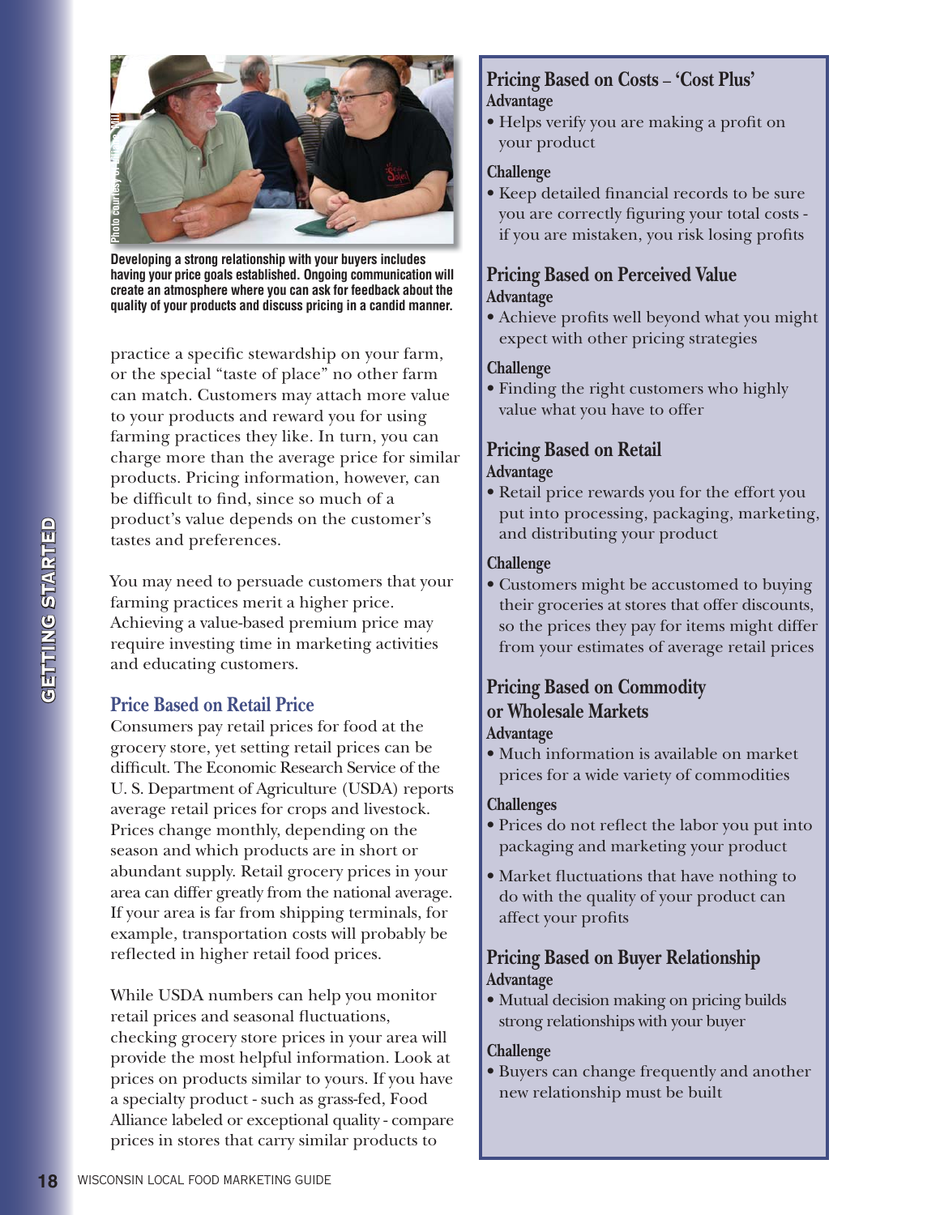Developing a strong relationship with your buyers includes having your price goals established. Ongoing communication will create an atmosphere where you can ask for feedback about the quality of your products and discuss pricing in a candid manner.

practice a specific stewardship on your farm, or the special "taste of place" no other farm can match. Customers may attach more value to your products and reward you for using farming practices they like. In turn, you can charge more than the average price for similar products. Pricing information, however, can be difficult to find, since so much of a product's value depends on the customer's tastes and preferences.

You may need to persuade customers that your farming practices merit a higher price. Achieving a value-based premium price may require investing time in marketing activities and educating customers.

## Price Based on Retail Price

Consumers pay retail prices for food at the grocery store, yet setting retail prices can be difficult. The Economic Research Service of the U. S. Department of Agriculture (USDA) reports average retail prices for crops and livestock. Prices change monthly, depending on the season and which products are in short or abundant supply. Retail grocery prices in your area can differ greatly from the national average. If your area is far from shipping terminals, for example, transportation costs will probably be reflected in higher retail food prices.

While USDA numbers can help you monitor retail prices and seasonal fluctuations, checking grocery store prices in your area will provide the most helpful information. Look at prices on products similar to yours. If you have a specialty product - such as grass-fed, Food Alliance labeled or exceptional quality - compare prices in stores that carry similar products to

### Pricing Based on Costs – 'Cost Plus'

**Advantage**

- Helps verify you are making a profit on your product

**Challenge**

- Keep detailed financial records to be sure you are correctly figuring your total costs - if you are mistaken, you risk losing profits

### Pricing Based on Perceived Value

**Advantage**

- Achieve profits well beyond what you might expect with other pricing strategies

**Challenge**

- Finding the right customers who highly value what you have to offer

### Pricing Based on Retail

**Advantage**

- Retail price rewards you for the effort you put into processing, packaging, marketing, and distributing your product

**Challenge**

- Customers might be accustomed to buying their groceries at stores that offer discounts, so the prices they pay for items might differ from your estimates of average retail prices

### Pricing Based on Commodity or Wholesale Markets

**Advantage**

- Much information is available on market prices for a wide variety of commodities

**Challenges**

- Prices do not reflect the labor you put into packaging and marketing your product
- Market fluctuations that have nothing to do with the quality of your product can affect your profits

### Pricing Based on Buyer Relationship

**Advantage**

- Mutual decision making on pricing builds strong relationships with your buyer

**Challenge**

- Buyers can change frequently and another new relationship must be built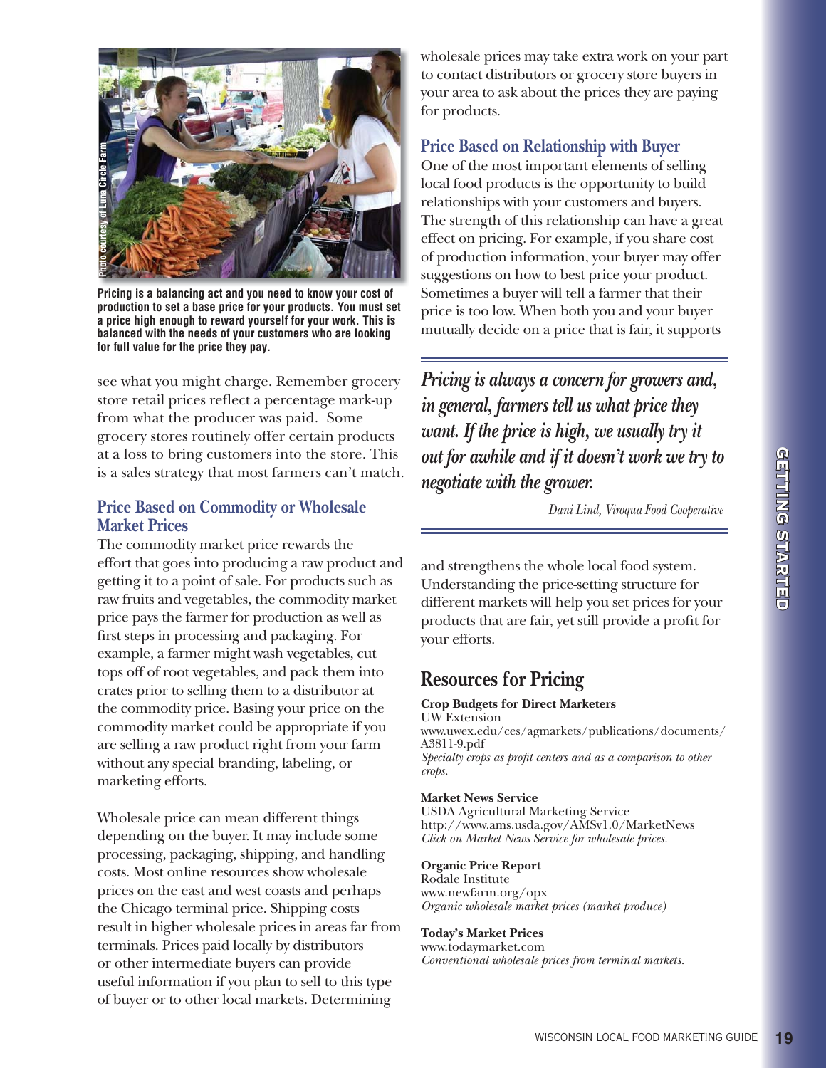Pricing is a balancing act and you need to know your cost of production to set a base price for your products. You must set a price high enough to reward yourself for your work. This is balanced with the needs of your customers who are looking for full value for the price they pay.

see what you might charge. Remember grocery store retail prices reflect a percentage mark-up from what the producer was paid. Some grocery stores routinely offer certain products at a loss to bring customers into the store. This is a sales strategy that most farmers can't match.

### Price Based on Commodity or Wholesale Market Prices

The commodity market price rewards the effort that goes into producing a raw product and getting it to a point of sale. For products such as raw fruits and vegetables, the commodity market price pays the farmer for production as well as first steps in processing and packaging. For example, a farmer might wash vegetables, cut tops off of root vegetables, and pack them into crates prior to selling them to a distributor at the commodity price. Basing your price on the commodity market could be appropriate if you are selling a raw product right from your farm without any special branding, labeling, or marketing efforts.

Wholesale price can mean different things depending on the buyer. It may include some processing, packaging, shipping, and handling costs. Most online resources show wholesale prices on the east and west coasts and perhaps the Chicago terminal price. Shipping costs result in higher wholesale prices in areas far from terminals. Prices paid locally by distributors or other intermediate buyers can provide useful information if you plan to sell to this type of buyer or to other local markets. Determining wholesale prices may take extra work on your part to contact distributors or grocery store buyers in your area to ask about the prices they are paying for products.

### Price Based on Relationship with Buyer

One of the most important elements of selling local food products is the opportunity to build relationships with your customers and buyers. The strength of this relationship can have a great effect on pricing. For example, if you share cost of production information, your buyer may offer suggestions on how to best price your product. Sometimes a buyer will tell a farmer that their price is too low. When both you and your buyer mutually decide on a price that is fair, it supports and strengthens the whole local food system. Understanding the price-setting structure for different markets will help you set prices for your products that are fair, yet still provide a profit for your efforts.

> *Pricing is always a concern for growers and, in general, farmers tell us what price they want. If the price is high, we usually try it out for awhile and if it doesn't work we try to negotiate with the grower.*
>
> *Dani Lind, Viroqua Food Cooperative*

## Resources for Pricing

**Crop Budgets for Direct Marketers**
UW Extension
www.uwex.edu/ces/agmarkets/publications/documents/A3811-9.pdf
*Specialty crops as profit centers and as a comparison to other crops.*

**Market News Service**
USDA Agricultural Marketing Service
http://www.ams.usda.gov/AMSv1.0/MarketNews
*Click on Market News Service for wholesale prices.*

**Organic Price Report**
Rodale Institute
www.newfarm.org/opx
*Organic wholesale market prices (market produce)*

**Today's Market Prices**
www.todaymarket.com
*Conventional wholesale prices from terminal markets.*